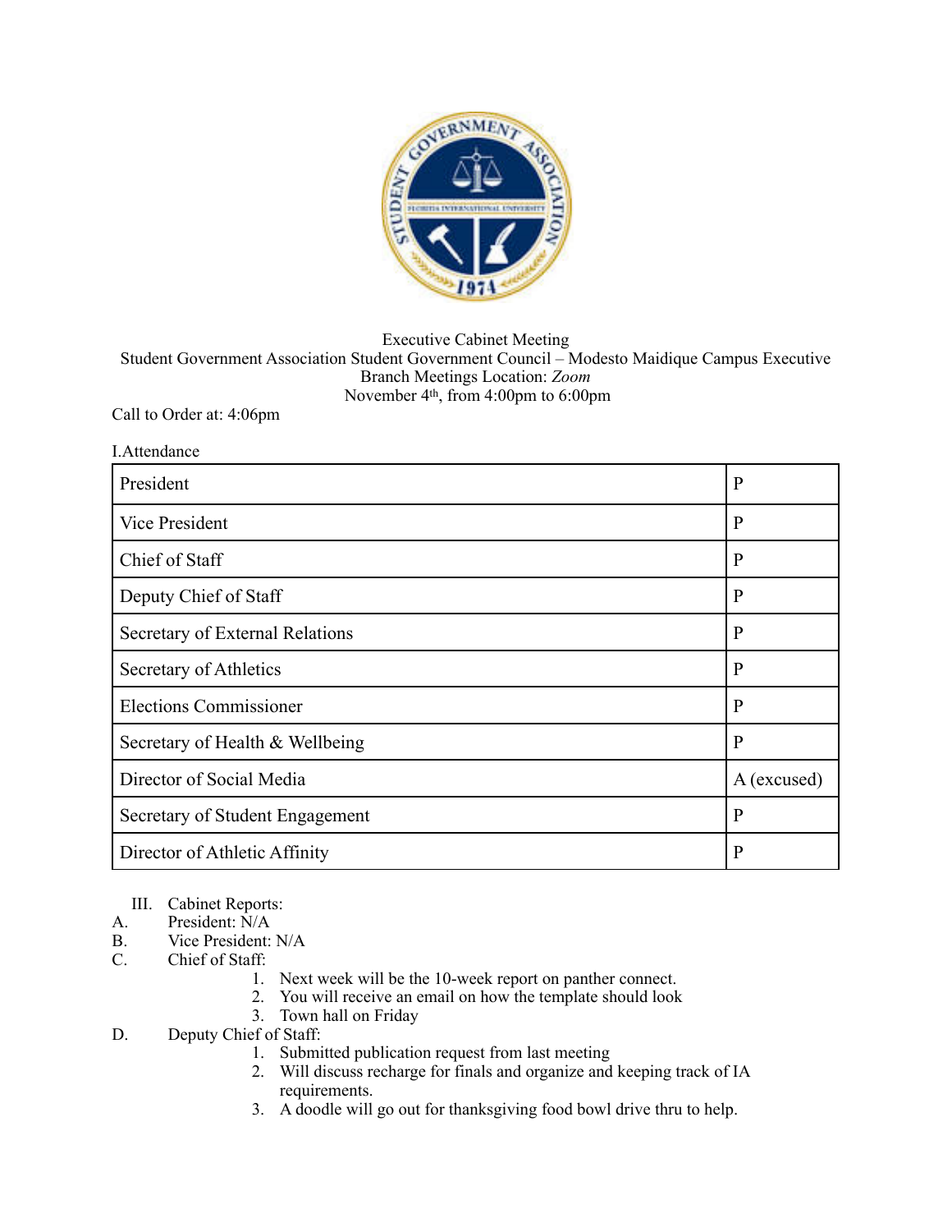Executive Cabinet Meeting
Student Government Association Student Government Council – Modesto Maidique Campus Executive Branch Meetings Location: *Zoom*
November 4th, from 4:00pm to 6:00pm

Call to Order at: 4:06pm

I.Attendance

| | |
|---|---|
| President | P |
| Vice President | P |
| Chief of Staff | P |
| Deputy Chief of Staff | P |
| Secretary of External Relations | P |
| Secretary of Athletics | P |
| Elections Commissioner | P |
| Secretary of Health & Wellbeing | P |
| Director of Social Media | A (excused) |
| Secretary of Student Engagement | P |
| Director of Athletic Affinity | P |

III. Cabinet Reports:

A. President: N/A

B. Vice President: N/A

C. Chief of Staff:
1. Next week will be the 10-week report on panther connect.
2. You will receive an email on how the template should look
3. Town hall on Friday

D. Deputy Chief of Staff:
1. Submitted publication request from last meeting
2. Will discuss recharge for finals and organize and keeping track of IA requirements.
3. A doodle will go out for thanksgiving food bowl drive thru to help.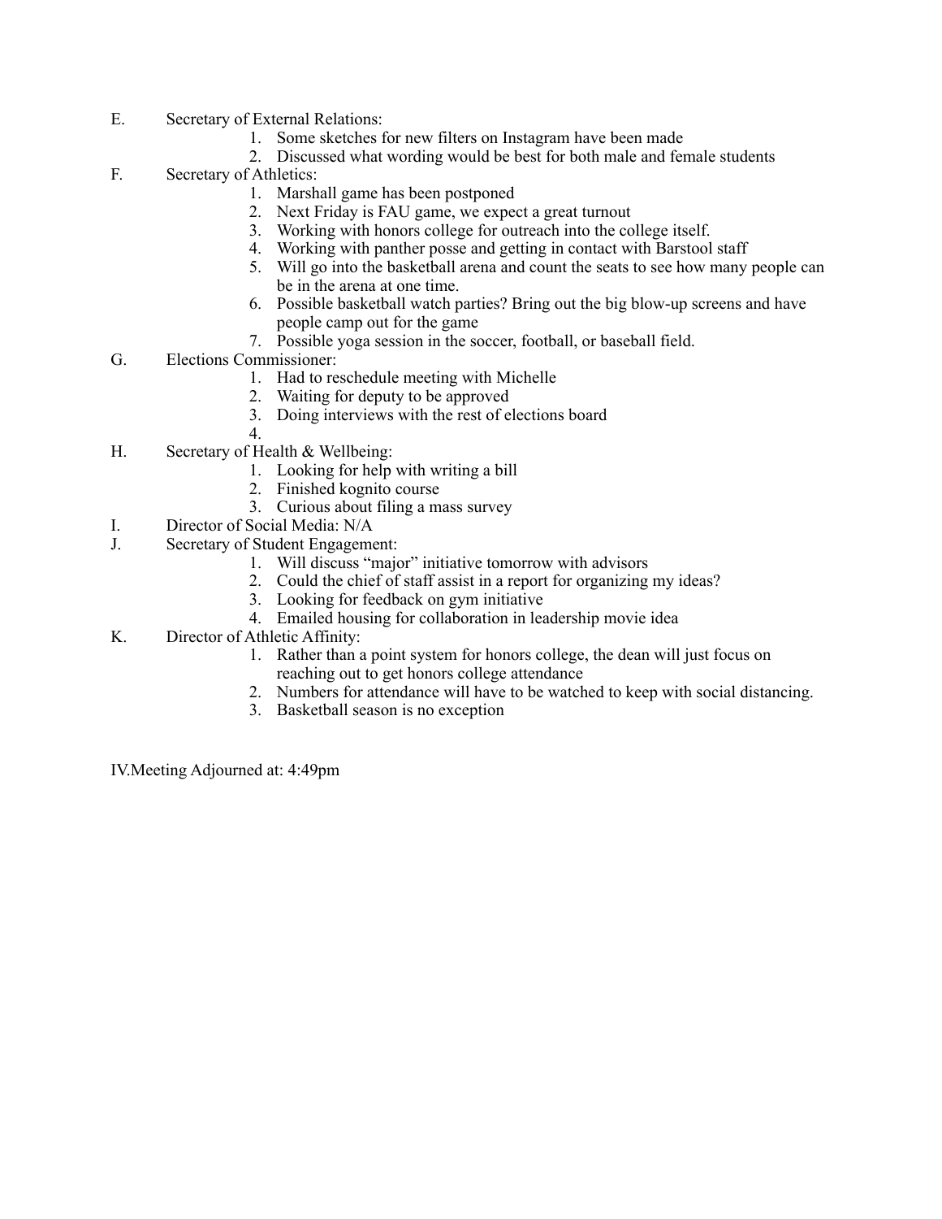E. Secretary of External Relations:
   1. Some sketches for new filters on Instagram have been made
   2. Discussed what wording would be best for both male and female students

F. Secretary of Athletics:
   1. Marshall game has been postponed
   2. Next Friday is FAU game, we expect a great turnout
   3. Working with honors college for outreach into the college itself.
   4. Working with panther posse and getting in contact with Barstool staff
   5. Will go into the basketball arena and count the seats to see how many people can be in the arena at one time.
   6. Possible basketball watch parties? Bring out the big blow-up screens and have people camp out for the game
   7. Possible yoga session in the soccer, football, or baseball field.

G. Elections Commissioner:
   1. Had to reschedule meeting with Michelle
   2. Waiting for deputy to be approved
   3. Doing interviews with the rest of elections board
   4.

H. Secretary of Health & Wellbeing:
   1. Looking for help with writing a bill
   2. Finished kognito course
   3. Curious about filing a mass survey

I. Director of Social Media: N/A

J. Secretary of Student Engagement:
   1. Will discuss "major" initiative tomorrow with advisors
   2. Could the chief of staff assist in a report for organizing my ideas?
   3. Looking for feedback on gym initiative
   4. Emailed housing for collaboration in leadership movie idea

K. Director of Athletic Affinity:
   1. Rather than a point system for honors college, the dean will just focus on reaching out to get honors college attendance
   2. Numbers for attendance will have to be watched to keep with social distancing.
   3. Basketball season is no exception

IV. Meeting Adjourned at: 4:49pm